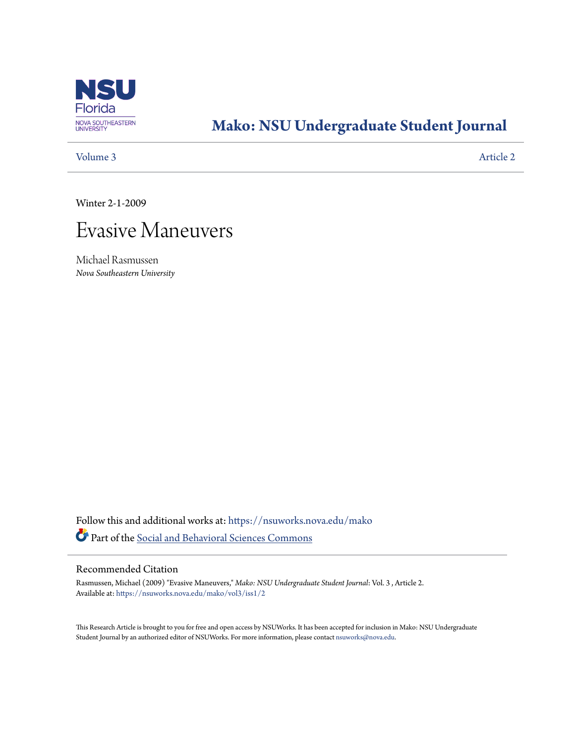# Mako: NSU Undergraduate Student Journal

Volume 3 | Article 2

Winter 2-1-2009

# Evasive Maneuvers

Michael Rasmussen
*Nova Southeastern University*

Follow this and additional works at: https://nsuworks.nova.edu/mako

Part of the Social and Behavioral Sciences Commons

## Recommended Citation

Rasmussen, Michael (2009) "Evasive Maneuvers," *Mako: NSU Undergraduate Student Journal*: Vol. 3 , Article 2.
Available at: https://nsuworks.nova.edu/mako/vol3/iss1/2

This Research Article is brought to you for free and open access by NSUWorks. It has been accepted for inclusion in Mako: NSU Undergraduate Student Journal by an authorized editor of NSUWorks. For more information, please contact nsuworks@nova.edu.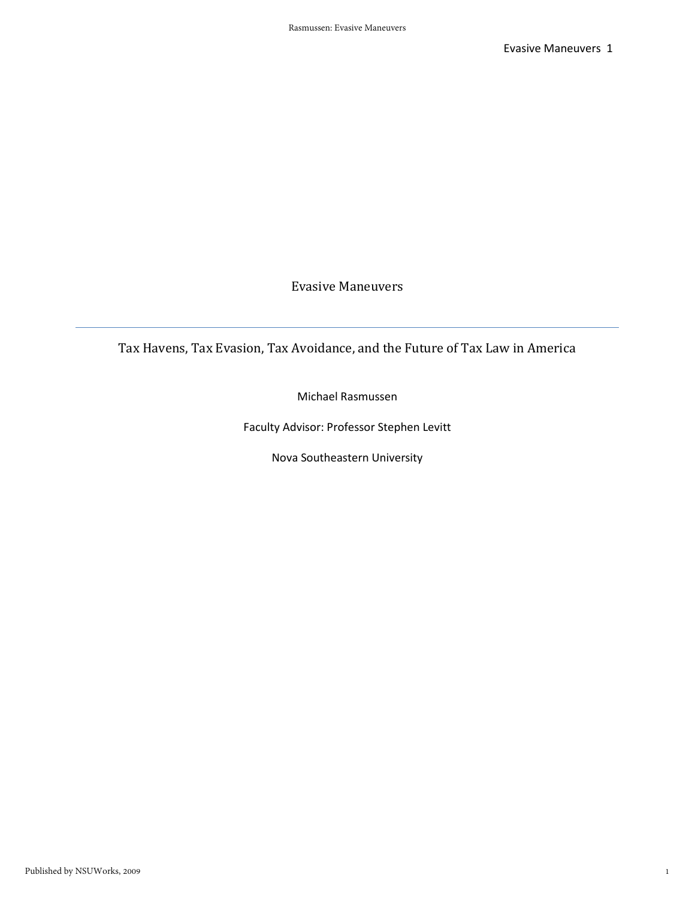# Evasive Maneuvers

Tax Havens, Tax Evasion, Tax Avoidance, and the Future of Tax Law in America

Michael Rasmussen

Faculty Advisor: Professor Stephen Levitt

Nova Southeastern University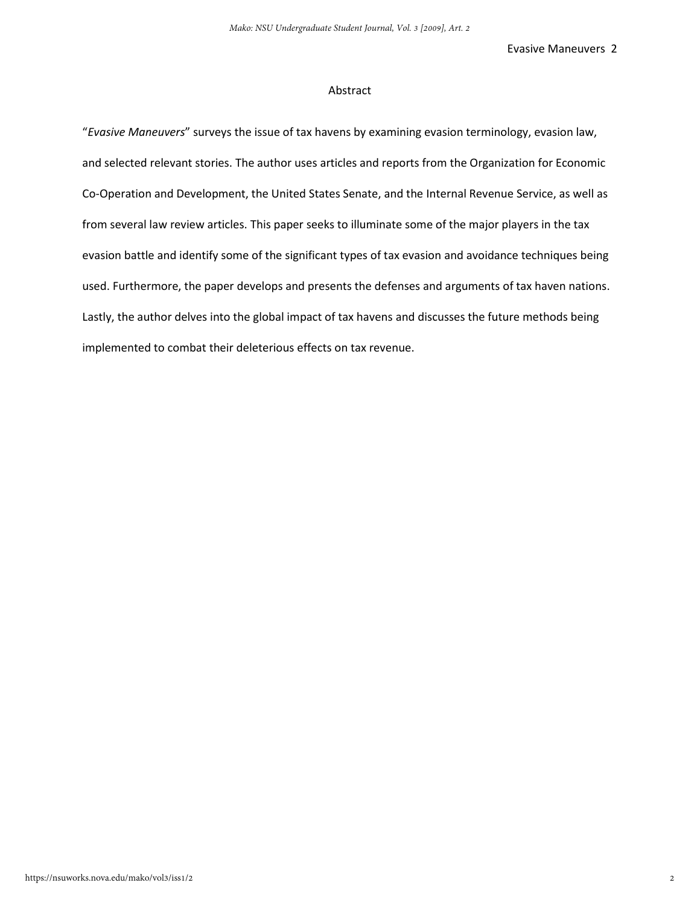## Abstract

"*Evasive Maneuvers*" surveys the issue of tax havens by examining evasion terminology, evasion law, and selected relevant stories. The author uses articles and reports from the Organization for Economic Co-Operation and Development, the United States Senate, and the Internal Revenue Service, as well as from several law review articles. This paper seeks to illuminate some of the major players in the tax evasion battle and identify some of the significant types of tax evasion and avoidance techniques being used. Furthermore, the paper develops and presents the defenses and arguments of tax haven nations. Lastly, the author delves into the global impact of tax havens and discusses the future methods being implemented to combat their deleterious effects on tax revenue.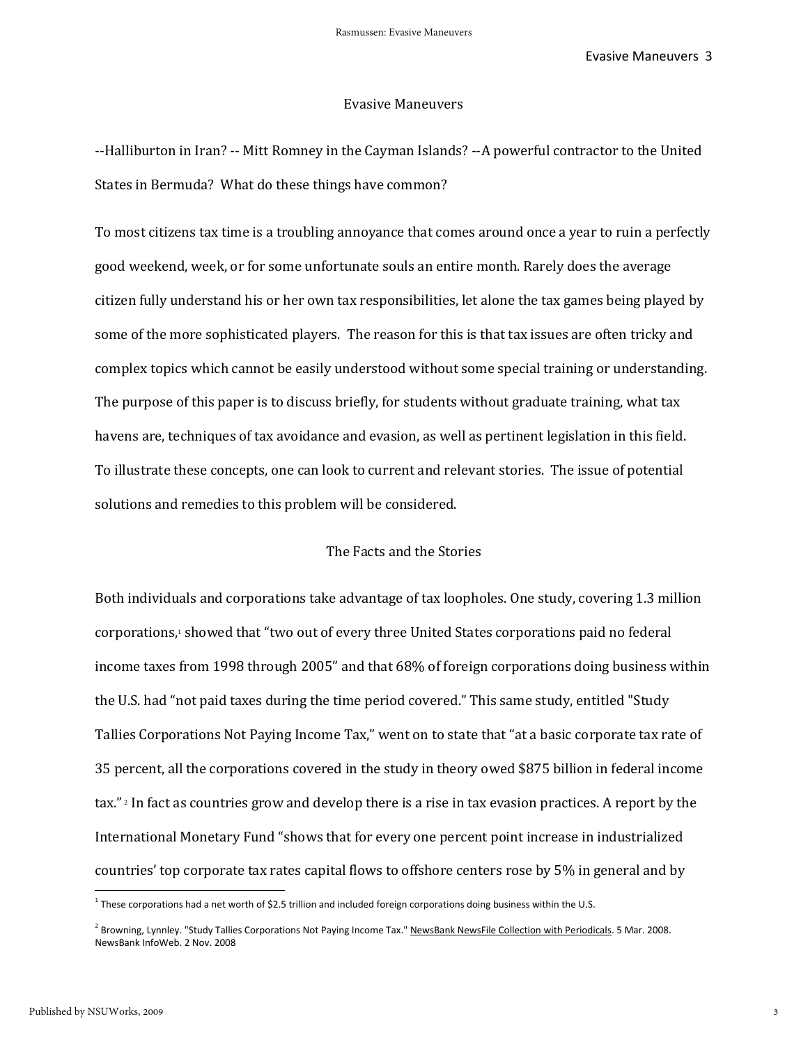## Evasive Maneuvers

--Halliburton in Iran? -- Mitt Romney in the Cayman Islands? --A powerful contractor to the United States in Bermuda? What do these things have common?

To most citizens tax time is a troubling annoyance that comes around once a year to ruin a perfectly good weekend, week, or for some unfortunate souls an entire month. Rarely does the average citizen fully understand his or her own tax responsibilities, let alone the tax games being played by some of the more sophisticated players. The reason for this is that tax issues are often tricky and complex topics which cannot be easily understood without some special training or understanding. The purpose of this paper is to discuss briefly, for students without graduate training, what tax havens are, techniques of tax avoidance and evasion, as well as pertinent legislation in this field. To illustrate these concepts, one can look to current and relevant stories. The issue of potential solutions and remedies to this problem will be considered.

### The Facts and the Stories

Both individuals and corporations take advantage of tax loopholes. One study, covering 1.3 million corporations,[1] showed that "two out of every three United States corporations paid no federal income taxes from 1998 through 2005" and that 68% of foreign corporations doing business within the U.S. had "not paid taxes during the time period covered." This same study, entitled "Study Tallies Corporations Not Paying Income Tax," went on to state that "at a basic corporate tax rate of 35 percent, all the corporations covered in the study in theory owed $875 billion in federal income tax." [2] In fact as countries grow and develop there is a rise in tax evasion practices. A report by the International Monetary Fund "shows that for every one percent point increase in industrialized countries' top corporate tax rates capital flows to offshore centers rose by 5% in general and by

---

[1] These corporations had a net worth of $2.5 trillion and included foreign corporations doing business within the U.S.

[2] Browning, Lynnley. "Study Tallies Corporations Not Paying Income Tax." NewsBank NewsFile Collection with Periodicals. 5 Mar. 2008. NewsBank InfoWeb. 2 Nov. 2008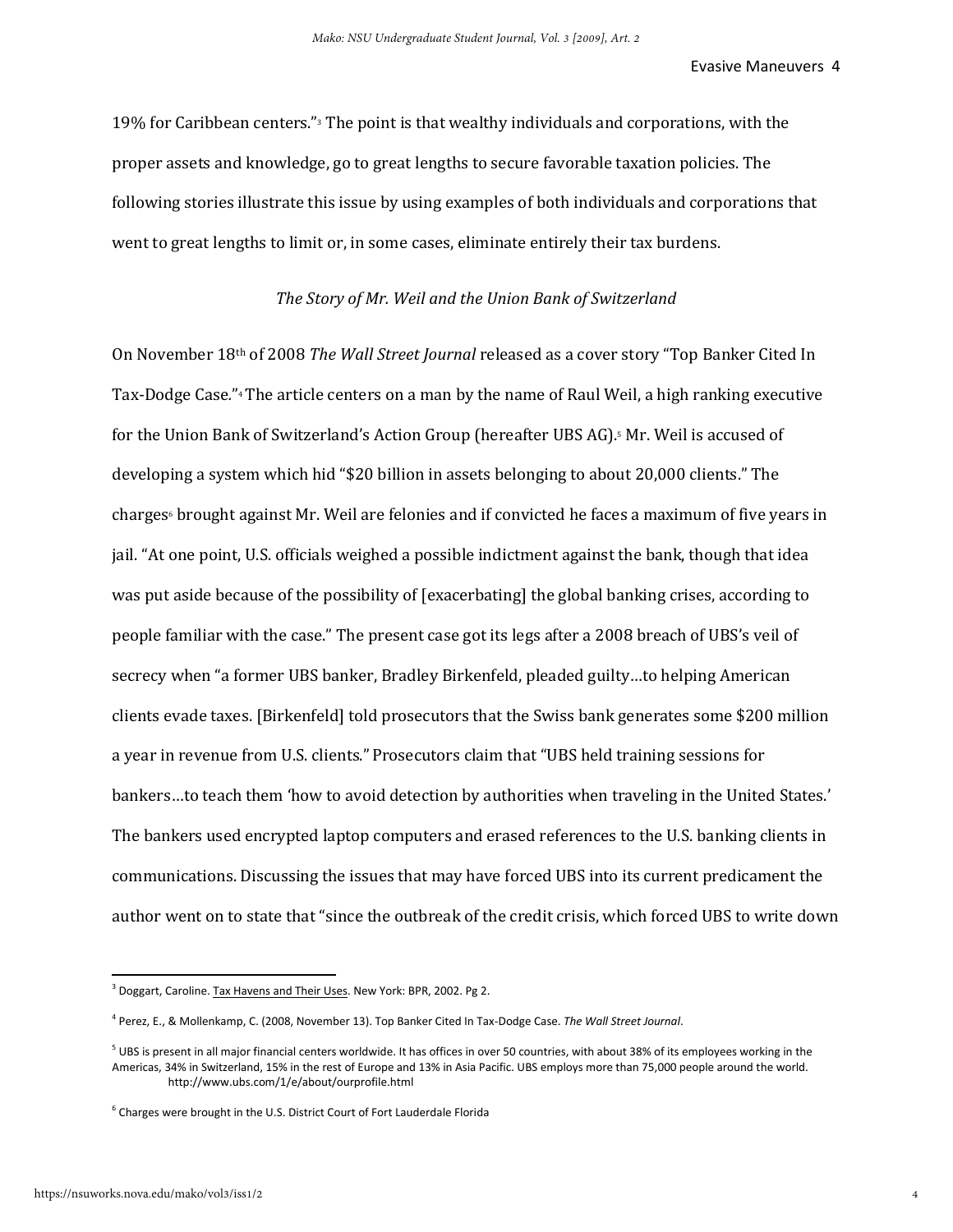19% for Caribbean centers."[3] The point is that wealthy individuals and corporations, with the proper assets and knowledge, go to great lengths to secure favorable taxation policies. The following stories illustrate this issue by using examples of both individuals and corporations that went to great lengths to limit or, in some cases, eliminate entirely their tax burdens.

### *The Story of Mr. Weil and the Union Bank of Switzerland*

On November 18th of 2008 *The Wall Street Journal* released as a cover story "Top Banker Cited In Tax-Dodge Case."[4] The article centers on a man by the name of Raul Weil, a high ranking executive for the Union Bank of Switzerland's Action Group (hereafter UBS AG).[5] Mr. Weil is accused of developing a system which hid "$20 billion in assets belonging to about 20,000 clients." The charges[6] brought against Mr. Weil are felonies and if convicted he faces a maximum of five years in jail. "At one point, U.S. officials weighed a possible indictment against the bank, though that idea was put aside because of the possibility of [exacerbating] the global banking crises, according to people familiar with the case." The present case got its legs after a 2008 breach of UBS's veil of secrecy when "a former UBS banker, Bradley Birkenfeld, pleaded guilty…to helping American clients evade taxes. [Birkenfeld] told prosecutors that the Swiss bank generates some $200 million a year in revenue from U.S. clients." Prosecutors claim that "UBS held training sessions for bankers…to teach them 'how to avoid detection by authorities when traveling in the United States.' The bankers used encrypted laptop computers and erased references to the U.S. banking clients in communications. Discussing the issues that may have forced UBS into its current predicament the author went on to state that "since the outbreak of the credit crisis, which forced UBS to write down

---

[3] Doggart, Caroline. Tax Havens and Their Uses. New York: BPR, 2002. Pg 2.

[4] Perez, E., & Mollenkamp, C. (2008, November 13). Top Banker Cited In Tax-Dodge Case. *The Wall Street Journal*.

[5] UBS is present in all major financial centers worldwide. It has offices in over 50 countries, with about 38% of its employees working in the Americas, 34% in Switzerland, 15% in the rest of Europe and 13% in Asia Pacific. UBS employs more than 75,000 people around the world. http://www.ubs.com/1/e/about/ourprofile.html

[6] Charges were brought in the U.S. District Court of Fort Lauderdale Florida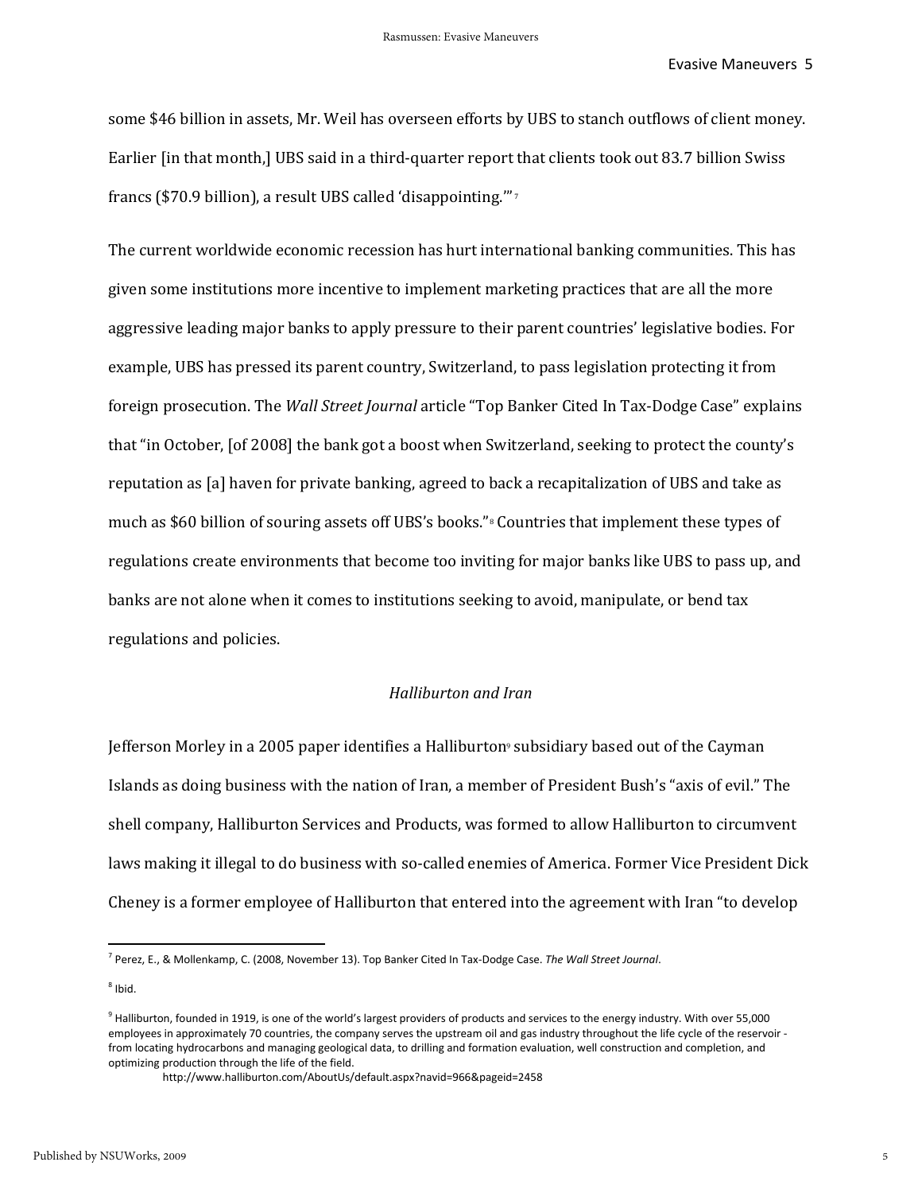some $46 billion in assets, Mr. Weil has overseen efforts by UBS to stanch outflows of client money. Earlier [in that month,] UBS said in a third-quarter report that clients took out 83.7 billion Swiss francs ($70.9 billion), a result UBS called 'disappointing.'"[7]

The current worldwide economic recession has hurt international banking communities. This has given some institutions more incentive to implement marketing practices that are all the more aggressive leading major banks to apply pressure to their parent countries' legislative bodies. For example, UBS has pressed its parent country, Switzerland, to pass legislation protecting it from foreign prosecution. The *Wall Street Journal* article "Top Banker Cited In Tax-Dodge Case" explains that "in October, [of 2008] the bank got a boost when Switzerland, seeking to protect the county's reputation as [a] haven for private banking, agreed to back a recapitalization of UBS and take as much as $60 billion of souring assets off UBS's books."[8] Countries that implement these types of regulations create environments that become too inviting for major banks like UBS to pass up, and banks are not alone when it comes to institutions seeking to avoid, manipulate, or bend tax regulations and policies.

### *Halliburton and Iran*

Jefferson Morley in a 2005 paper identifies a Halliburton[9] subsidiary based out of the Cayman Islands as doing business with the nation of Iran, a member of President Bush's "axis of evil." The shell company, Halliburton Services and Products, was formed to allow Halliburton to circumvent laws making it illegal to do business with so-called enemies of America. Former Vice President Dick Cheney is a former employee of Halliburton that entered into the agreement with Iran "to develop

---

[7] Perez, E., & Mollenkamp, C. (2008, November 13). Top Banker Cited In Tax-Dodge Case. *The Wall Street Journal*.

[8] Ibid.

[9] Halliburton, founded in 1919, is one of the world's largest providers of products and services to the energy industry. With over 55,000 employees in approximately 70 countries, the company serves the upstream oil and gas industry throughout the life cycle of the reservoir - from locating hydrocarbons and managing geological data, to drilling and formation evaluation, well construction and completion, and optimizing production through the life of the field.
http://www.halliburton.com/AboutUs/default.aspx?navid=966&pageid=2458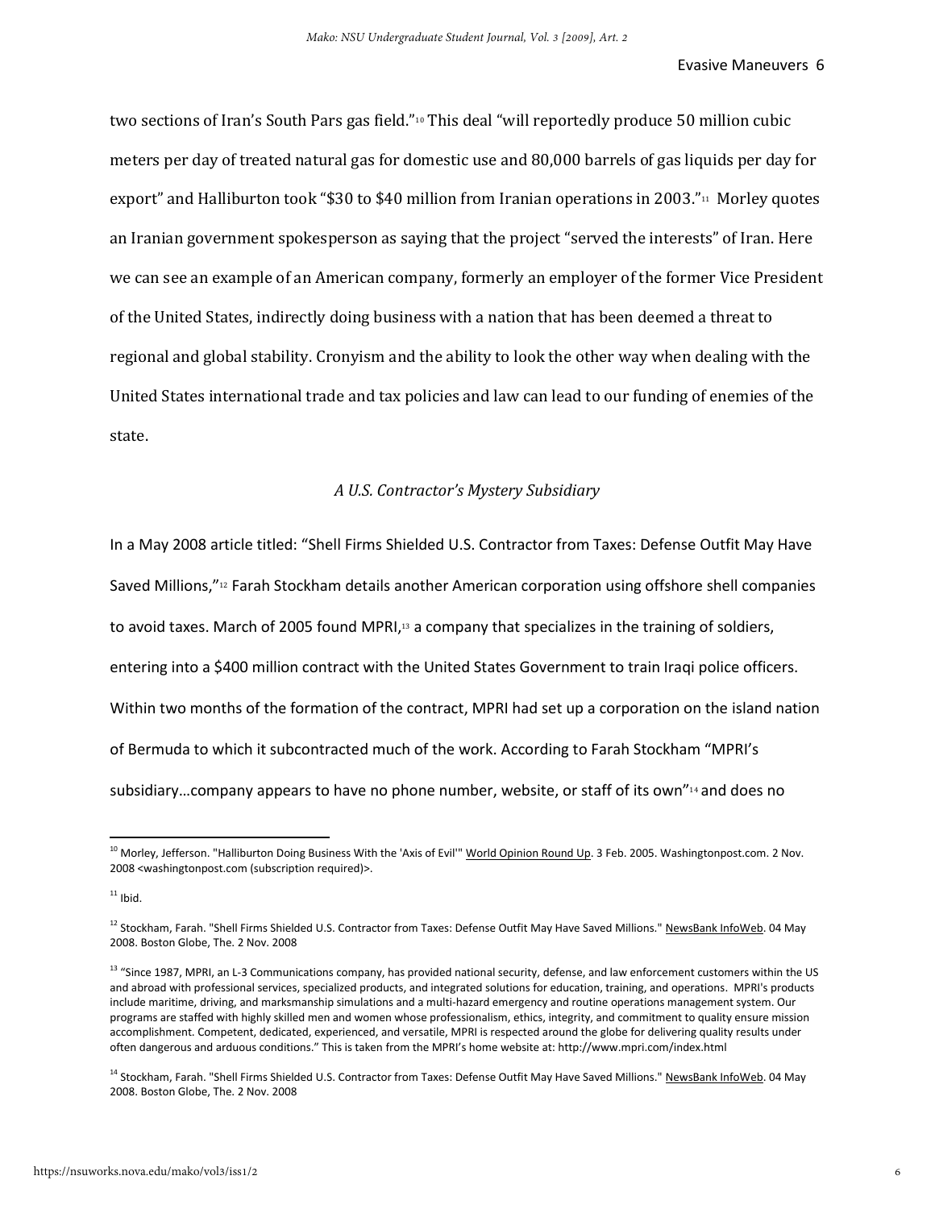two sections of Iran's South Pars gas field."[10] This deal "will reportedly produce 50 million cubic meters per day of treated natural gas for domestic use and 80,000 barrels of gas liquids per day for export" and Halliburton took "$30 to $40 million from Iranian operations in 2003."[11] Morley quotes an Iranian government spokesperson as saying that the project "served the interests" of Iran. Here we can see an example of an American company, formerly an employer of the former Vice President of the United States, indirectly doing business with a nation that has been deemed a threat to regional and global stability. Cronyism and the ability to look the other way when dealing with the United States international trade and tax policies and law can lead to our funding of enemies of the state.

*A U.S. Contractor's Mystery Subsidiary*

In a May 2008 article titled: "Shell Firms Shielded U.S. Contractor from Taxes: Defense Outfit May Have Saved Millions,"[12] Farah Stockham details another American corporation using offshore shell companies to avoid taxes. March of 2005 found MPRI,[13] a company that specializes in the training of soldiers, entering into a $400 million contract with the United States Government to train Iraqi police officers. Within two months of the formation of the contract, MPRI had set up a corporation on the island nation of Bermuda to which it subcontracted much of the work. According to Farah Stockham "MPRI's subsidiary…company appears to have no phone number, website, or staff of its own"[14] and does no

---

[10] Morley, Jefferson. "Halliburton Doing Business With the 'Axis of Evil'" World Opinion Round Up. 3 Feb. 2005. Washingtonpost.com. 2 Nov. 2008 <washingtonpost.com (subscription required)>.

[11] Ibid.

[12] Stockham, Farah. "Shell Firms Shielded U.S. Contractor from Taxes: Defense Outfit May Have Saved Millions." NewsBank InfoWeb. 04 May 2008. Boston Globe, The. 2 Nov. 2008

[13] "Since 1987, MPRI, an L-3 Communications company, has provided national security, defense, and law enforcement customers within the US and abroad with professional services, specialized products, and integrated solutions for education, training, and operations. MPRI's products include maritime, driving, and marksmanship simulations and a multi-hazard emergency and routine operations management system. Our programs are staffed with highly skilled men and women whose professionalism, ethics, integrity, and commitment to quality ensure mission accomplishment. Competent, dedicated, experienced, and versatile, MPRI is respected around the globe for delivering quality results under often dangerous and arduous conditions." This is taken from the MPRI's home website at: http://www.mpri.com/index.html

[14] Stockham, Farah. "Shell Firms Shielded U.S. Contractor from Taxes: Defense Outfit May Have Saved Millions." NewsBank InfoWeb. 04 May 2008. Boston Globe, The. 2 Nov. 2008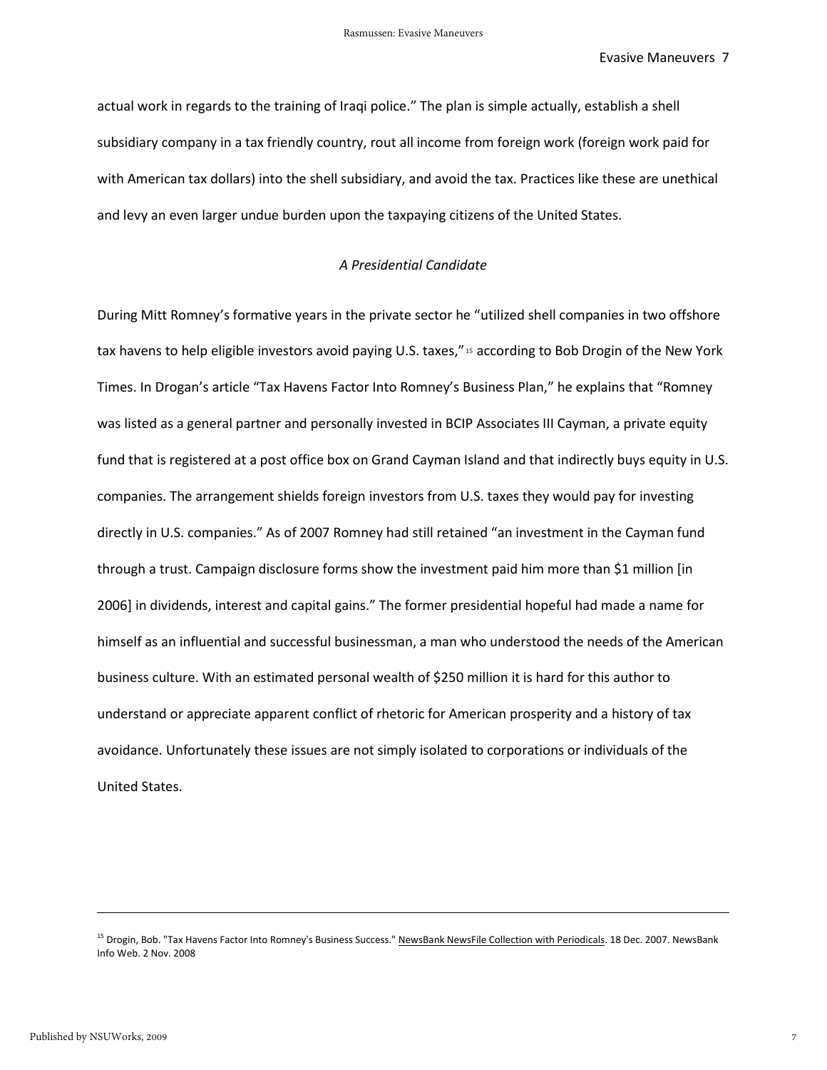actual work in regards to the training of Iraqi police." The plan is simple actually, establish a shell subsidiary company in a tax friendly country, rout all income from foreign work (foreign work paid for with American tax dollars) into the shell subsidiary, and avoid the tax. Practices like these are unethical and levy an even larger undue burden upon the taxpaying citizens of the United States.

*A Presidential Candidate*

During Mitt Romney's formative years in the private sector he "utilized shell companies in two offshore tax havens to help eligible investors avoid paying U.S. taxes,"[15] according to Bob Drogin of the New York Times. In Drogan's article "Tax Havens Factor Into Romney's Business Plan," he explains that "Romney was listed as a general partner and personally invested in BCIP Associates III Cayman, a private equity fund that is registered at a post office box on Grand Cayman Island and that indirectly buys equity in U.S. companies. The arrangement shields foreign investors from U.S. taxes they would pay for investing directly in U.S. companies." As of 2007 Romney had still retained "an investment in the Cayman fund through a trust. Campaign disclosure forms show the investment paid him more than $1 million [in 2006] in dividends, interest and capital gains." The former presidential hopeful had made a name for himself as an influential and successful businessman, a man who understood the needs of the American business culture. With an estimated personal wealth of $250 million it is hard for this author to understand or appreciate apparent conflict of rhetoric for American prosperity and a history of tax avoidance. Unfortunately these issues are not simply isolated to corporations or individuals of the United States.

---

[15] Drogin, Bob. "Tax Havens Factor Into Romney's Business Success." NewsBank NewsFile Collection with Periodicals. 18 Dec. 2007. NewsBank Info Web. 2 Nov. 2008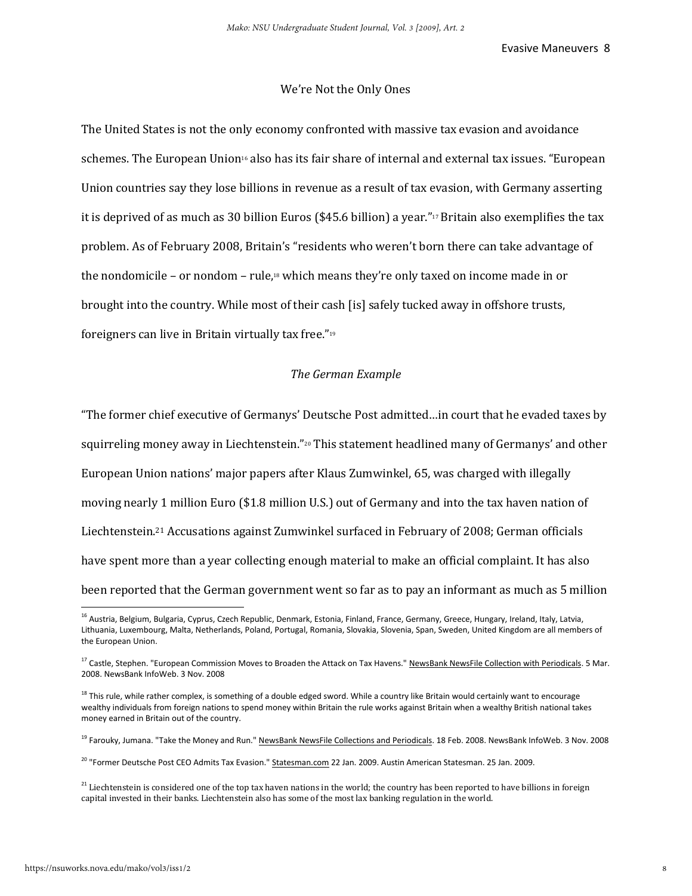## We're Not the Only Ones

The United States is not the only economy confronted with massive tax evasion and avoidance schemes. The European Union[16] also has its fair share of internal and external tax issues. "European Union countries say they lose billions in revenue as a result of tax evasion, with Germany asserting it is deprived of as much as 30 billion Euros ($45.6 billion) a year."[17] Britain also exemplifies the tax problem. As of February 2008, Britain's "residents who weren't born there can take advantage of the nondomicile – or nondom – rule,[18] which means they're only taxed on income made in or brought into the country. While most of their cash [is] safely tucked away in offshore trusts, foreigners can live in Britain virtually tax free."[19]

### *The German Example*

"The former chief executive of Germanys' Deutsche Post admitted…in court that he evaded taxes by squirreling money away in Liechtenstein."[20] This statement headlined many of Germanys' and other European Union nations' major papers after Klaus Zumwinkel, 65, was charged with illegally moving nearly 1 million Euro ($1.8 million U.S.) out of Germany and into the tax haven nation of Liechtenstein.[21] Accusations against Zumwinkel surfaced in February of 2008; German officials have spent more than a year collecting enough material to make an official complaint. It has also been reported that the German government went so far as to pay an informant as much as 5 million

---

[16] Austria, Belgium, Bulgaria, Cyprus, Czech Republic, Denmark, Estonia, Finland, France, Germany, Greece, Hungary, Ireland, Italy, Latvia, Lithuania, Luxembourg, Malta, Netherlands, Poland, Portugal, Romania, Slovakia, Slovenia, Span, Sweden, United Kingdom are all members of the European Union.

[17] Castle, Stephen. "European Commission Moves to Broaden the Attack on Tax Havens." NewsBank NewsFile Collection with Periodicals. 5 Mar. 2008. NewsBank InfoWeb. 3 Nov. 2008

[18] This rule, while rather complex, is something of a double edged sword. While a country like Britain would certainly want to encourage wealthy individuals from foreign nations to spend money within Britain the rule works against Britain when a wealthy British national takes money earned in Britain out of the country.

[19] Farouky, Jumana. "Take the Money and Run." NewsBank NewsFile Collections and Periodicals. 18 Feb. 2008. NewsBank InfoWeb. 3 Nov. 2008

[20] "Former Deutsche Post CEO Admits Tax Evasion." Statesman.com 22 Jan. 2009. Austin American Statesman. 25 Jan. 2009.

[21] Liechtenstein is considered one of the top tax haven nations in the world; the country has been reported to have billions in foreign capital invested in their banks. Liechtenstein also has some of the most lax banking regulation in the world.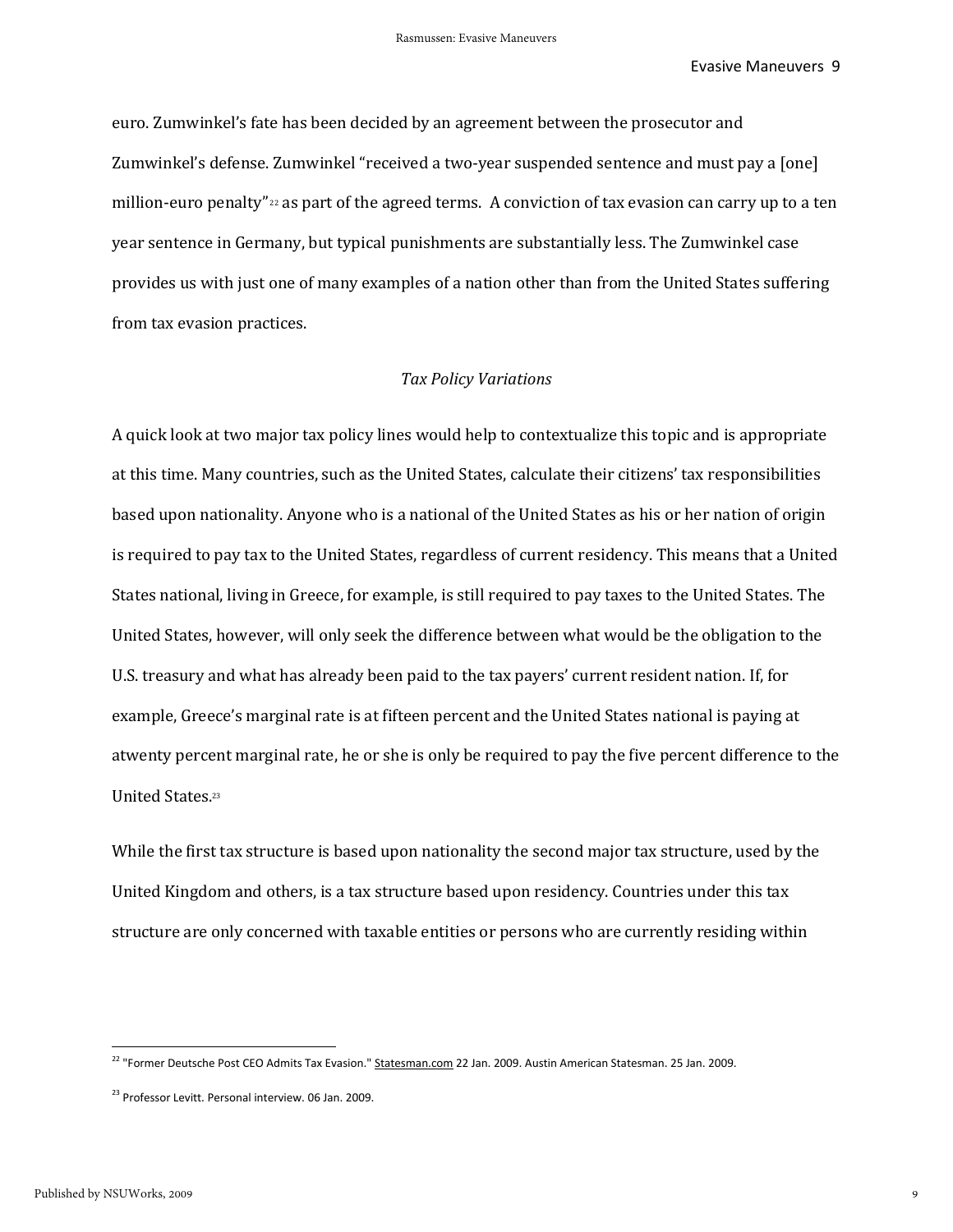euro. Zumwinkel's fate has been decided by an agreement between the prosecutor and Zumwinkel's defense. Zumwinkel "received a two-year suspended sentence and must pay a [one] million-euro penalty"[22] as part of the agreed terms. A conviction of tax evasion can carry up to a ten year sentence in Germany, but typical punishments are substantially less. The Zumwinkel case provides us with just one of many examples of a nation other than from the United States suffering from tax evasion practices.

*Tax Policy Variations*

A quick look at two major tax policy lines would help to contextualize this topic and is appropriate at this time. Many countries, such as the United States, calculate their citizens' tax responsibilities based upon nationality. Anyone who is a national of the United States as his or her nation of origin is required to pay tax to the United States, regardless of current residency. This means that a United States national, living in Greece, for example, is still required to pay taxes to the United States. The United States, however, will only seek the difference between what would be the obligation to the U.S. treasury and what has already been paid to the tax payers' current resident nation. If, for example, Greece's marginal rate is at fifteen percent and the United States national is paying at atwenty percent marginal rate, he or she is only be required to pay the five percent difference to the United States.[23]

While the first tax structure is based upon nationality the second major tax structure, used by the United Kingdom and others, is a tax structure based upon residency. Countries under this tax structure are only concerned with taxable entities or persons who are currently residing within

---

[22] "Former Deutsche Post CEO Admits Tax Evasion." Statesman.com 22 Jan. 2009. Austin American Statesman. 25 Jan. 2009.

[23] Professor Levitt. Personal interview. 06 Jan. 2009.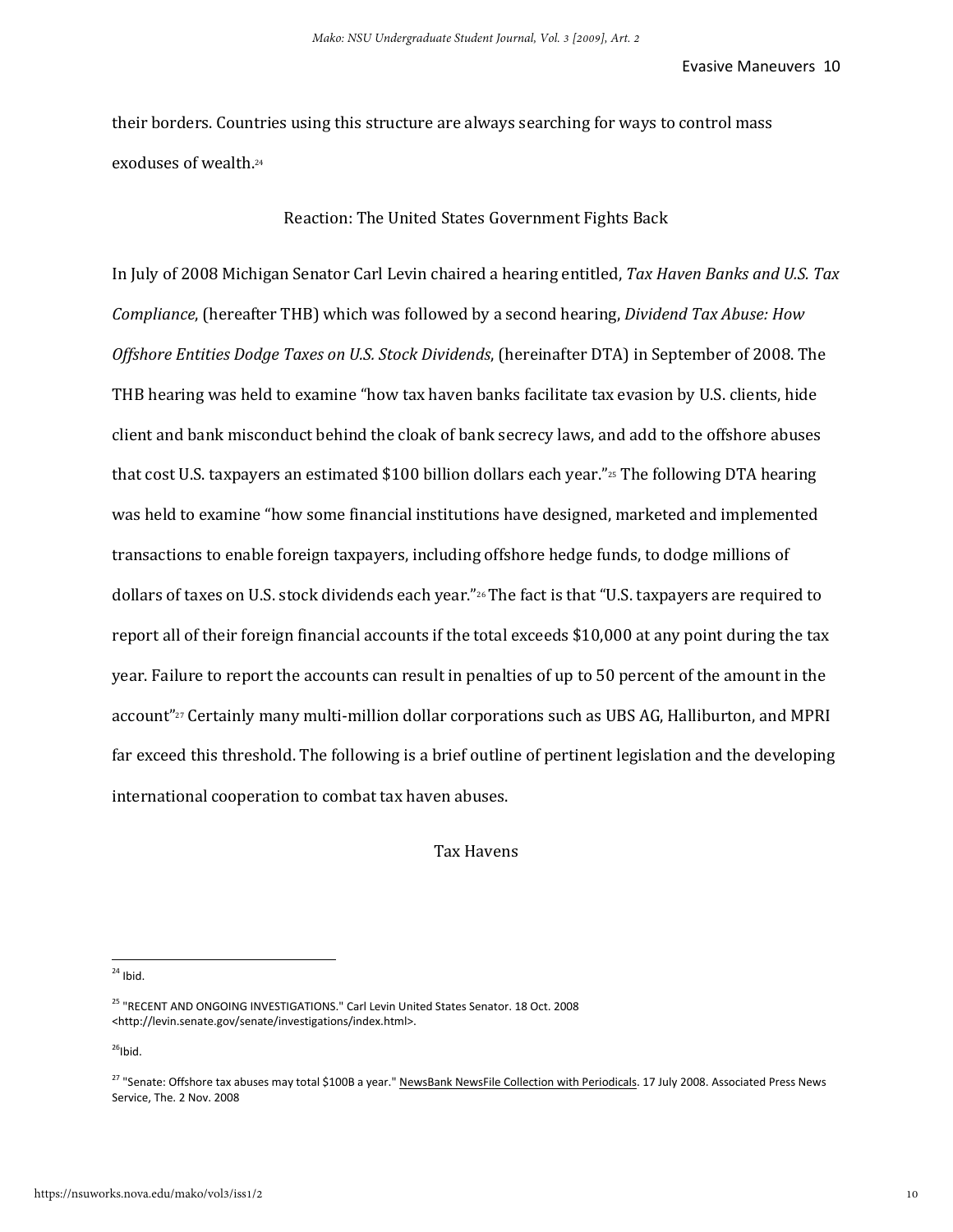their borders. Countries using this structure are always searching for ways to control mass exoduses of wealth.[24]

## Reaction: The United States Government Fights Back

In July of 2008 Michigan Senator Carl Levin chaired a hearing entitled, *Tax Haven Banks and U.S. Tax Compliance*, (hereafter THB) which was followed by a second hearing, *Dividend Tax Abuse: How Offshore Entities Dodge Taxes on U.S. Stock Dividends*, (hereinafter DTA) in September of 2008. The THB hearing was held to examine "how tax haven banks facilitate tax evasion by U.S. clients, hide client and bank misconduct behind the cloak of bank secrecy laws, and add to the offshore abuses that cost U.S. taxpayers an estimated $100 billion dollars each year."[25] The following DTA hearing was held to examine "how some financial institutions have designed, marketed and implemented transactions to enable foreign taxpayers, including offshore hedge funds, to dodge millions of dollars of taxes on U.S. stock dividends each year."[26] The fact is that "U.S. taxpayers are required to report all of their foreign financial accounts if the total exceeds $10,000 at any point during the tax year. Failure to report the accounts can result in penalties of up to 50 percent of the amount in the account"[27] Certainly many multi-million dollar corporations such as UBS AG, Halliburton, and MPRI far exceed this threshold. The following is a brief outline of pertinent legislation and the developing international cooperation to combat tax haven abuses.

## Tax Havens

---

[24] Ibid.

[25] "RECENT AND ONGOING INVESTIGATIONS." Carl Levin United States Senator. 18 Oct. 2008 <http://levin.senate.gov/senate/investigations/index.html>.

[26] Ibid.

[27] "Senate: Offshore tax abuses may total $100B a year." NewsBank NewsFile Collection with Periodicals. 17 July 2008. Associated Press News Service, The. 2 Nov. 2008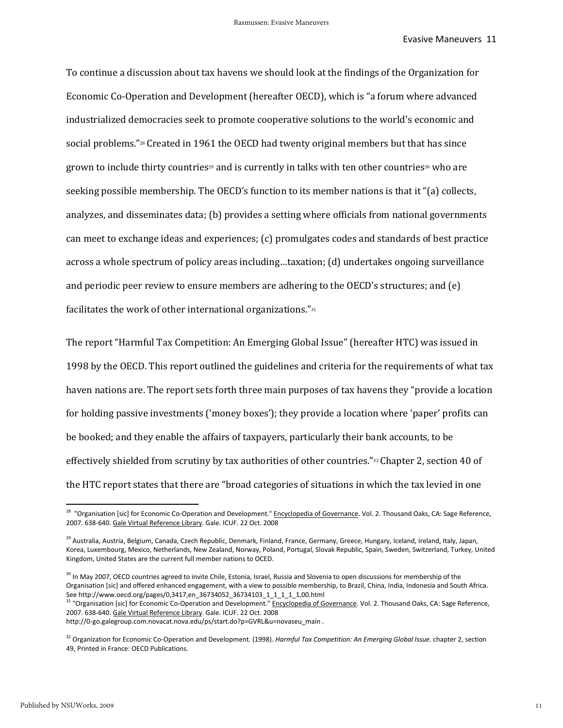To continue a discussion about tax havens we should look at the findings of the Organization for Economic Co-Operation and Development (hereafter OECD), which is "a forum where advanced industrialized democracies seek to promote cooperative solutions to the world's economic and social problems."[28] Created in 1961 the OECD had twenty original members but that has since grown to include thirty countries[29] and is currently in talks with ten other countries[30] who are seeking possible membership. The OECD's function to its member nations is that it "(a) collects, analyzes, and disseminates data; (b) provides a setting where officials from national governments can meet to exchange ideas and experiences; (c) promulgates codes and standards of best practice across a whole spectrum of policy areas including…taxation; (d) undertakes ongoing surveillance and periodic peer review to ensure members are adhering to the OECD's structures; and (e) facilitates the work of other international organizations."[31]

The report "Harmful Tax Competition: An Emerging Global Issue" (hereafter HTC) was issued in 1998 by the OECD. This report outlined the guidelines and criteria for the requirements of what tax haven nations are. The report sets forth three main purposes of tax havens they "provide a location for holding passive investments ('money boxes'); they provide a location where 'paper' profits can be booked; and they enable the affairs of taxpayers, particularly their bank accounts, to be effectively shielded from scrutiny by tax authorities of other countries."[32] Chapter 2, section 40 of the HTC report states that there are "broad categories of situations in which the tax levied in one

---

[28] "Organisation [sic] for Economic Co-Operation and Development." Encyclopedia of Governance. Vol. 2. Thousand Oaks, CA: Sage Reference, 2007. 638-640. Gale Virtual Reference Library. Gale. ICUF. 22 Oct. 2008

[29] Australia, Austria, Belgium, Canada, Czech Republic, Denmark, Finland, France, Germany, Greece, Hungary, Iceland, Ireland, Italy, Japan, Korea, Luxembourg, Mexico, Netherlands, New Zealand, Norway, Poland, Portugal, Slovak Republic, Spain, Sweden, Switzerland, Turkey, United Kingdom, United States are the current full member nations to OCED.

[30] In May 2007, OECD countries agreed to invite Chile, Estonia, Israel, Russia and Slovenia to open discussions for membership of the Organisation [sic] and offered enhanced engagement, with a view to possible membership, to Brazil, China, India, Indonesia and South Africa. See http://www.oecd.org/pages/0,3417,en_36734052_36734103_1_1_1_1_1,00.html

[31] "Organisation [sic] for Economic Co-Operation and Development." Encyclopedia of Governance. Vol. 2. Thousand Oaks, CA: Sage Reference, 2007. 638-640. Gale Virtual Reference Library. Gale. ICUF. 22 Oct. 2008 http://0-go.galegroup.com.novacat.nova.edu/ps/start.do?p=GVRL&u=novaseu_main .

[32] Organization for Economic Co-Operation and Development. (1998). *Harmful Tax Competition: An Emerging Global Issue.* chapter 2, section 49, Printed in France: OECD Publications.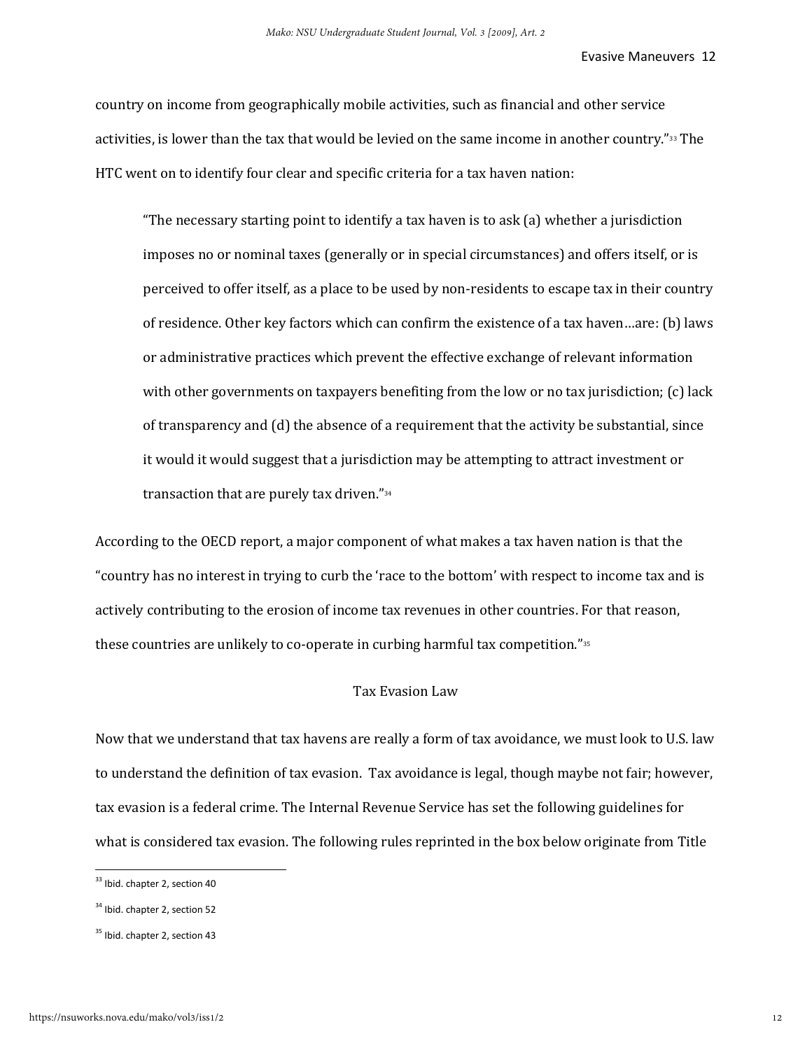country on income from geographically mobile activities, such as financial and other service activities, is lower than the tax that would be levied on the same income in another country."[33] The HTC went on to identify four clear and specific criteria for a tax haven nation:

> "The necessary starting point to identify a tax haven is to ask (a) whether a jurisdiction imposes no or nominal taxes (generally or in special circumstances) and offers itself, or is perceived to offer itself, as a place to be used by non-residents to escape tax in their country of residence. Other key factors which can confirm the existence of a tax haven…are: (b) laws or administrative practices which prevent the effective exchange of relevant information with other governments on taxpayers benefiting from the low or no tax jurisdiction; (c) lack of transparency and (d) the absence of a requirement that the activity be substantial, since it would it would suggest that a jurisdiction may be attempting to attract investment or transaction that are purely tax driven."[34]

According to the OECD report, a major component of what makes a tax haven nation is that the "country has no interest in trying to curb the 'race to the bottom' with respect to income tax and is actively contributing to the erosion of income tax revenues in other countries. For that reason, these countries are unlikely to co-operate in curbing harmful tax competition."[35]

## Tax Evasion Law

Now that we understand that tax havens are really a form of tax avoidance, we must look to U.S. law to understand the definition of tax evasion. Tax avoidance is legal, though maybe not fair; however, tax evasion is a federal crime. The Internal Revenue Service has set the following guidelines for what is considered tax evasion. The following rules reprinted in the box below originate from Title

---

[33] Ibid. chapter 2, section 40

[34] Ibid. chapter 2, section 52

[35] Ibid. chapter 2, section 43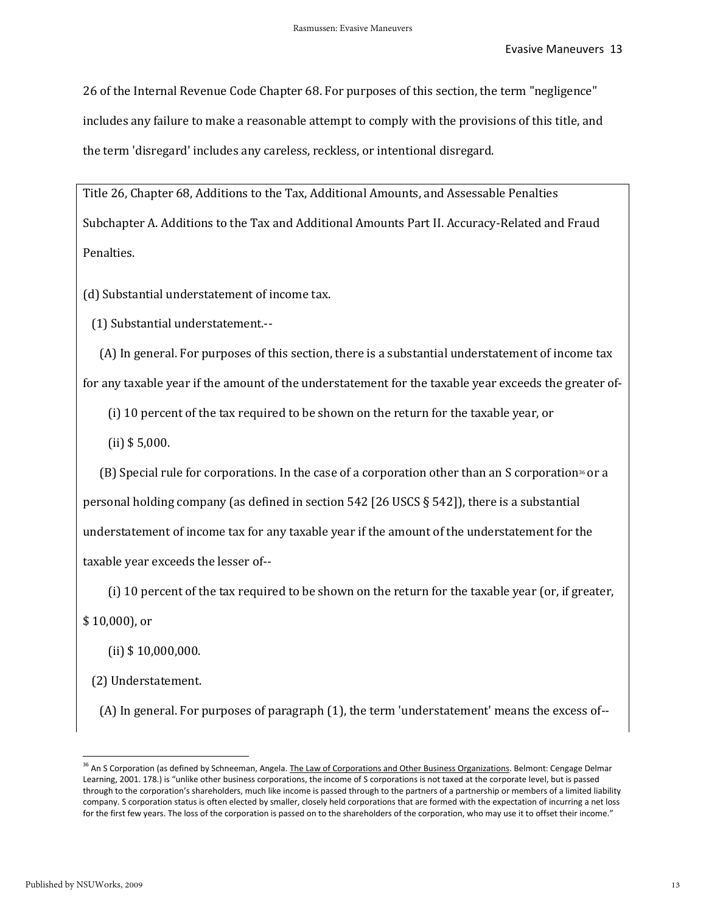26 of the Internal Revenue Code Chapter 68. For purposes of this section, the term "negligence" includes any failure to make a reasonable attempt to comply with the provisions of this title, and the term 'disregard' includes any careless, reckless, or intentional disregard.

> Title 26, Chapter 68, Additions to the Tax, Additional Amounts, and Assessable Penalties Subchapter A. Additions to the Tax and Additional Amounts Part II. Accuracy-Related and Fraud Penalties.
>
> (d) Substantial understatement of income tax.
>
> (1) Substantial understatement.--
>
> (A) In general. For purposes of this section, there is a substantial understatement of income tax for any taxable year if the amount of the understatement for the taxable year exceeds the greater of-
>
> (i) 10 percent of the tax required to be shown on the return for the taxable year, or
>
> (ii) $ 5,000.
>
> (B) Special rule for corporations. In the case of a corporation other than an S corporation[36] or a personal holding company (as defined in section 542 [26 USCS § 542]), there is a substantial understatement of income tax for any taxable year if the amount of the understatement for the taxable year exceeds the lesser of--
>
> (i) 10 percent of the tax required to be shown on the return for the taxable year (or, if greater, $ 10,000), or
>
> (ii) $ 10,000,000.
>
> (2) Understatement.
>
> (A) In general. For purposes of paragraph (1), the term 'understatement' means the excess of--

---

[36] An S Corporation (as defined by Schneeman, Angela. The Law of Corporations and Other Business Organizations. Belmont: Cengage Delmar Learning, 2001. 178.) is "unlike other business corporations, the income of S corporations is not taxed at the corporate level, but is passed through to the corporation's shareholders, much like income is passed through to the partners of a partnership or members of a limited liability company. S corporation status is often elected by smaller, closely held corporations that are formed with the expectation of incurring a net loss for the first few years. The loss of the corporation is passed on to the shareholders of the corporation, who may use it to offset their income."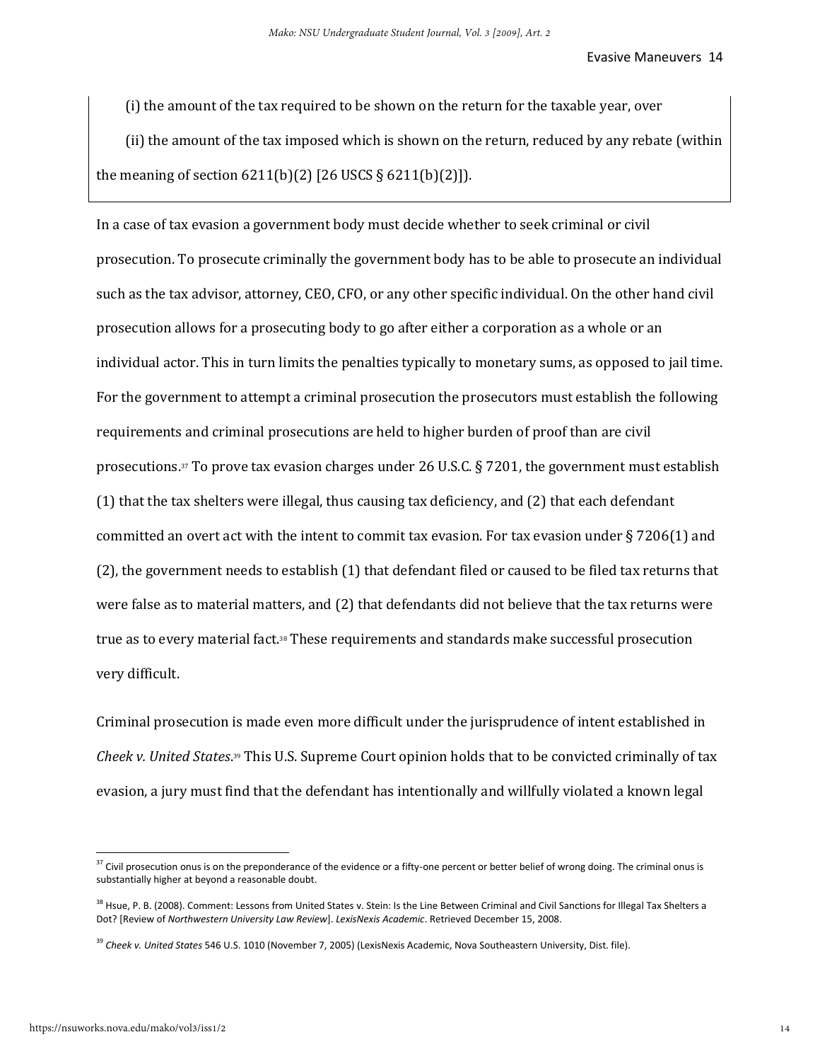(i) the amount of the tax required to be shown on the return for the taxable year, over

(ii) the amount of the tax imposed which is shown on the return, reduced by any rebate (within the meaning of section 6211(b)(2) [26 USCS § 6211(b)(2)]).

In a case of tax evasion a government body must decide whether to seek criminal or civil prosecution. To prosecute criminally the government body has to be able to prosecute an individual such as the tax advisor, attorney, CEO, CFO, or any other specific individual. On the other hand civil prosecution allows for a prosecuting body to go after either a corporation as a whole or an individual actor. This in turn limits the penalties typically to monetary sums, as opposed to jail time. For the government to attempt a criminal prosecution the prosecutors must establish the following requirements and criminal prosecutions are held to higher burden of proof than are civil prosecutions.[37] To prove tax evasion charges under 26 U.S.C. § 7201, the government must establish (1) that the tax shelters were illegal, thus causing tax deficiency, and (2) that each defendant committed an overt act with the intent to commit tax evasion. For tax evasion under § 7206(1) and (2), the government needs to establish (1) that defendant filed or caused to be filed tax returns that were false as to material matters, and (2) that defendants did not believe that the tax returns were true as to every material fact.[38] These requirements and standards make successful prosecution very difficult.

Criminal prosecution is made even more difficult under the jurisprudence of intent established in *Cheek v. United States*.[39] This U.S. Supreme Court opinion holds that to be convicted criminally of tax evasion, a jury must find that the defendant has intentionally and willfully violated a known legal

---

[37] Civil prosecution onus is on the preponderance of the evidence or a fifty-one percent or better belief of wrong doing. The criminal onus is substantially higher at beyond a reasonable doubt.

[38] Hsue, P. B. (2008). Comment: Lessons from United States v. Stein: Is the Line Between Criminal and Civil Sanctions for Illegal Tax Shelters a Dot? [Review of *Northwestern University Law Review*]. *LexisNexis Academic*. Retrieved December 15, 2008.

[39] *Cheek v. United States* 546 U.S. 1010 (November 7, 2005) (LexisNexis Academic, Nova Southeastern University, Dist. file).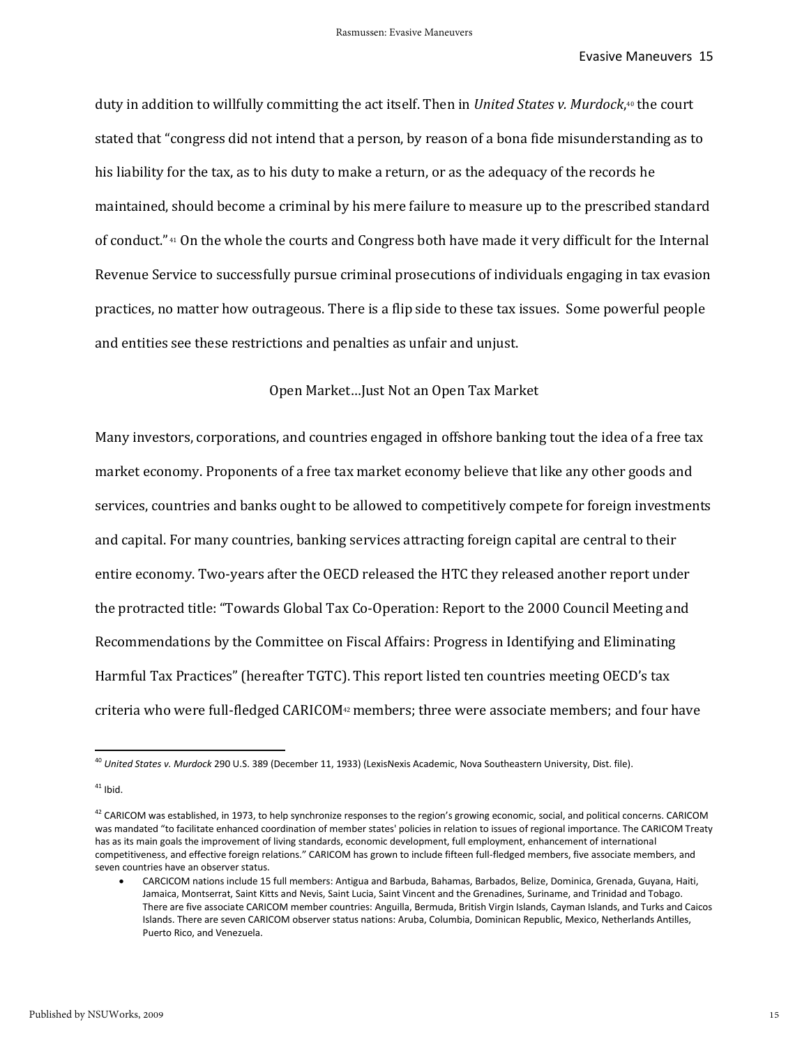duty in addition to willfully committing the act itself. Then in *United States v. Murdock*,[40] the court stated that "congress did not intend that a person, by reason of a bona fide misunderstanding as to his liability for the tax, as to his duty to make a return, or as the adequacy of the records he maintained, should become a criminal by his mere failure to measure up to the prescribed standard of conduct."[41] On the whole the courts and Congress both have made it very difficult for the Internal Revenue Service to successfully pursue criminal prosecutions of individuals engaging in tax evasion practices, no matter how outrageous. There is a flip side to these tax issues. Some powerful people and entities see these restrictions and penalties as unfair and unjust.

## Open Market…Just Not an Open Tax Market

Many investors, corporations, and countries engaged in offshore banking tout the idea of a free tax market economy. Proponents of a free tax market economy believe that like any other goods and services, countries and banks ought to be allowed to competitively compete for foreign investments and capital. For many countries, banking services attracting foreign capital are central to their entire economy. Two-years after the OECD released the HTC they released another report under the protracted title: "Towards Global Tax Co-Operation: Report to the 2000 Council Meeting and Recommendations by the Committee on Fiscal Affairs: Progress in Identifying and Eliminating Harmful Tax Practices" (hereafter TGTC). This report listed ten countries meeting OECD's tax criteria who were full-fledged CARICOM[42] members; three were associate members; and four have

---

[40] *United States v. Murdock* 290 U.S. 389 (December 11, 1933) (LexisNexis Academic, Nova Southeastern University, Dist. file).

[41] Ibid.

[42] CARICOM was established, in 1973, to help synchronize responses to the region's growing economic, social, and political concerns. CARICOM was mandated "to facilitate enhanced coordination of member states' policies in relation to issues of regional importance. The CARICOM Treaty has as its main goals the improvement of living standards, economic development, full employment, enhancement of international competitiveness, and effective foreign relations." CARICOM has grown to include fifteen full-fledged members, five associate members, and seven countries have an observer status.

- CARCICOM nations include 15 full members: Antigua and Barbuda, Bahamas, Barbados, Belize, Dominica, Grenada, Guyana, Haiti, Jamaica, Montserrat, Saint Kitts and Nevis, Saint Lucia, Saint Vincent and the Grenadines, Suriname, and Trinidad and Tobago. There are five associate CARICOM member countries: Anguilla, Bermuda, British Virgin Islands, Cayman Islands, and Turks and Caicos Islands. There are seven CARICOM observer status nations: Aruba, Columbia, Dominican Republic, Mexico, Netherlands Antilles, Puerto Rico, and Venezuela.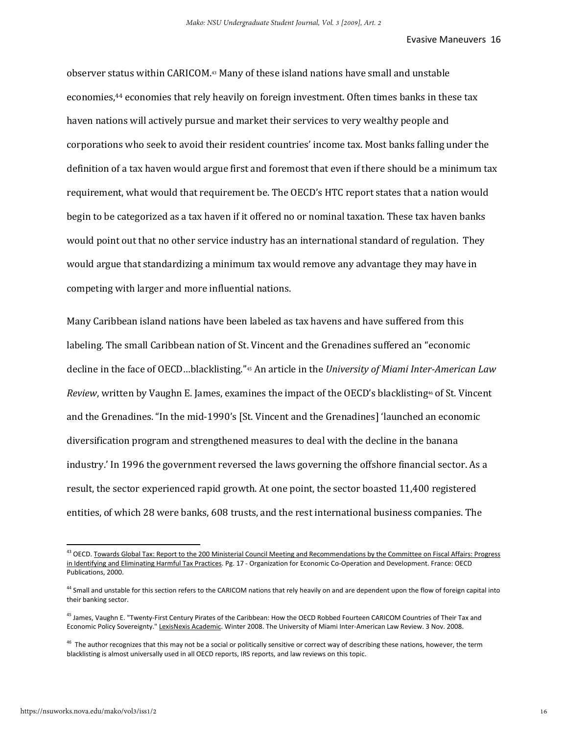observer status within CARICOM.[43] Many of these island nations have small and unstable economies,[44] economies that rely heavily on foreign investment. Often times banks in these tax haven nations will actively pursue and market their services to very wealthy people and corporations who seek to avoid their resident countries' income tax. Most banks falling under the definition of a tax haven would argue first and foremost that even if there should be a minimum tax requirement, what would that requirement be. The OECD's HTC report states that a nation would begin to be categorized as a tax haven if it offered no or nominal taxation. These tax haven banks would point out that no other service industry has an international standard of regulation. They would argue that standardizing a minimum tax would remove any advantage they may have in competing with larger and more influential nations.

Many Caribbean island nations have been labeled as tax havens and have suffered from this labeling. The small Caribbean nation of St. Vincent and the Grenadines suffered an "economic decline in the face of OECD…blacklisting."[45] An article in the *University of Miami Inter-American Law Review*, written by Vaughn E. James, examines the impact of the OECD's blacklisting[46] of St. Vincent and the Grenadines. "In the mid-1990's [St. Vincent and the Grenadines] 'launched an economic diversification program and strengthened measures to deal with the decline in the banana industry.' In 1996 the government reversed the laws governing the offshore financial sector. As a result, the sector experienced rapid growth. At one point, the sector boasted 11,400 registered entities, of which 28 were banks, 608 trusts, and the rest international business companies. The

---

[43] OECD. Towards Global Tax: Report to the 200 Ministerial Council Meeting and Recommendations by the Committee on Fiscal Affairs: Progress in Identifying and Eliminating Harmful Tax Practices. Pg. 17 - Organization for Economic Co-Operation and Development. France: OECD Publications, 2000.

[44] Small and unstable for this section refers to the CARICOM nations that rely heavily on and are dependent upon the flow of foreign capital into their banking sector.

[45] James, Vaughn E. "Twenty-First Century Pirates of the Caribbean: How the OECD Robbed Fourteen CARICOM Countries of Their Tax and Economic Policy Sovereignty." LexisNexis Academic. Winter 2008. The University of Miami Inter-American Law Review. 3 Nov. 2008.

[46] The author recognizes that this may not be a social or politically sensitive or correct way of describing these nations, however, the term blacklisting is almost universally used in all OECD reports, IRS reports, and law reviews on this topic.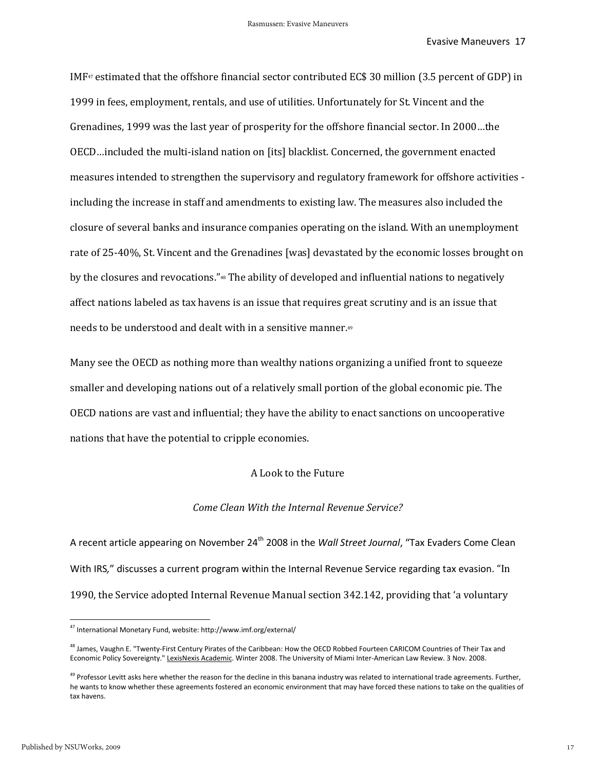IMF[47] estimated that the offshore financial sector contributed EC$ 30 million (3.5 percent of GDP) in 1999 in fees, employment, rentals, and use of utilities. Unfortunately for St. Vincent and the Grenadines, 1999 was the last year of prosperity for the offshore financial sector. In 2000…the OECD…included the multi-island nation on [its] blacklist. Concerned, the government enacted measures intended to strengthen the supervisory and regulatory framework for offshore activities - including the increase in staff and amendments to existing law. The measures also included the closure of several banks and insurance companies operating on the island. With an unemployment rate of 25-40%, St. Vincent and the Grenadines [was] devastated by the economic losses brought on by the closures and revocations."[48] The ability of developed and influential nations to negatively affect nations labeled as tax havens is an issue that requires great scrutiny and is an issue that needs to be understood and dealt with in a sensitive manner.[49]

Many see the OECD as nothing more than wealthy nations organizing a unified front to squeeze smaller and developing nations out of a relatively small portion of the global economic pie. The OECD nations are vast and influential; they have the ability to enact sanctions on uncooperative nations that have the potential to cripple economies.

## A Look to the Future

### *Come Clean With the Internal Revenue Service?*

A recent article appearing on November 24th 2008 in the *Wall Street Journal*, "Tax Evaders Come Clean With IRS," discusses a current program within the Internal Revenue Service regarding tax evasion. "In 1990, the Service adopted Internal Revenue Manual section 342.142, providing that 'a voluntary

---

[47] International Monetary Fund, website: http://www.imf.org/external/

[48] James, Vaughn E. "Twenty-First Century Pirates of the Caribbean: How the OECD Robbed Fourteen CARICOM Countries of Their Tax and Economic Policy Sovereignty." LexisNexis Academic. Winter 2008. The University of Miami Inter-American Law Review. 3 Nov. 2008.

[49] Professor Levitt asks here whether the reason for the decline in this banana industry was related to international trade agreements. Further, he wants to know whether these agreements fostered an economic environment that may have forced these nations to take on the qualities of tax havens.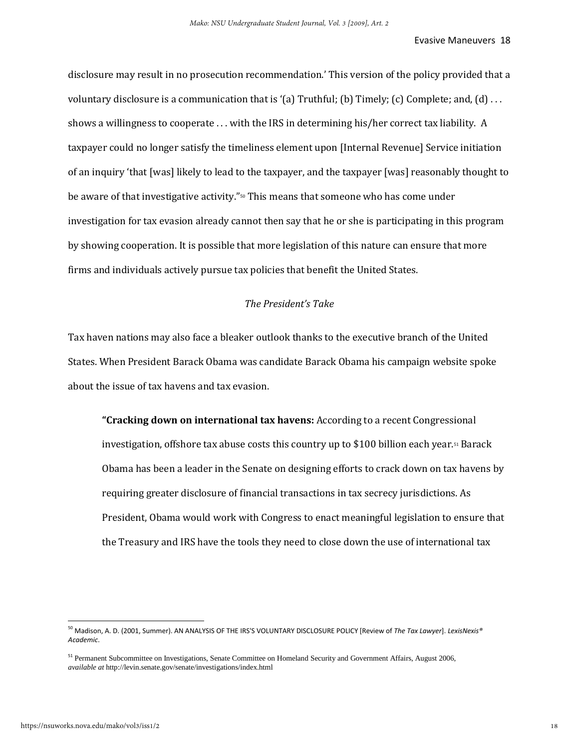disclosure may result in no prosecution recommendation.' This version of the policy provided that a voluntary disclosure is a communication that is '(a) Truthful; (b) Timely; (c) Complete; and, (d) . . . shows a willingness to cooperate . . . with the IRS in determining his/her correct tax liability. A taxpayer could no longer satisfy the timeliness element upon [Internal Revenue] Service initiation of an inquiry 'that [was] likely to lead to the taxpayer, and the taxpayer [was] reasonably thought to be aware of that investigative activity."[50] This means that someone who has come under investigation for tax evasion already cannot then say that he or she is participating in this program by showing cooperation. It is possible that more legislation of this nature can ensure that more firms and individuals actively pursue tax policies that benefit the United States.

### *The President's Take*

Tax haven nations may also face a bleaker outlook thanks to the executive branch of the United States. When President Barack Obama was candidate Barack Obama his campaign website spoke about the issue of tax havens and tax evasion.

> **"Cracking down on international tax havens:** According to a recent Congressional investigation, offshore tax abuse costs this country up to $100 billion each year.[51] Barack Obama has been a leader in the Senate on designing efforts to crack down on tax havens by requiring greater disclosure of financial transactions in tax secrecy jurisdictions. As President, Obama would work with Congress to enact meaningful legislation to ensure that the Treasury and IRS have the tools they need to close down the use of international tax

---

[50] Madison, A. D. (2001, Summer). AN ANALYSIS OF THE IRS'S VOLUNTARY DISCLOSURE POLICY [Review of *The Tax Lawyer*]. *LexisNexis® Academic*.

[51] Permanent Subcommittee on Investigations, Senate Committee on Homeland Security and Government Affairs, August 2006, *available at* http://levin.senate.gov/senate/investigations/index.html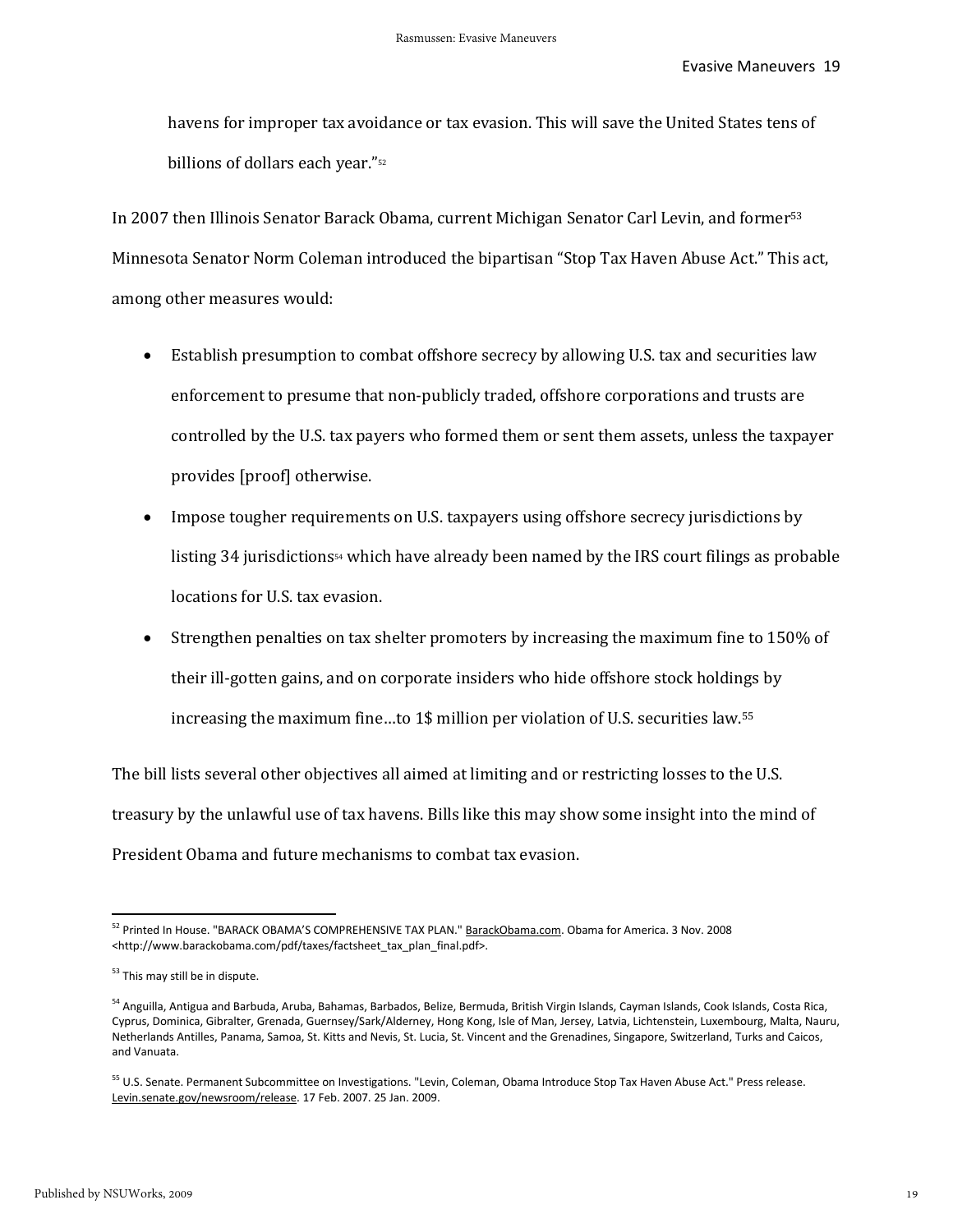havens for improper tax avoidance or tax evasion. This will save the United States tens of billions of dollars each year."[52]

In 2007 then Illinois Senator Barack Obama, current Michigan Senator Carl Levin, and former[53] Minnesota Senator Norm Coleman introduced the bipartisan "Stop Tax Haven Abuse Act." This act, among other measures would:

- Establish presumption to combat offshore secrecy by allowing U.S. tax and securities law enforcement to presume that non-publicly traded, offshore corporations and trusts are controlled by the U.S. tax payers who formed them or sent them assets, unless the taxpayer provides [proof] otherwise.
- Impose tougher requirements on U.S. taxpayers using offshore secrecy jurisdictions by listing 34 jurisdictions[54] which have already been named by the IRS court filings as probable locations for U.S. tax evasion.
- Strengthen penalties on tax shelter promoters by increasing the maximum fine to 150% of their ill-gotten gains, and on corporate insiders who hide offshore stock holdings by increasing the maximum fine…to 1$ million per violation of U.S. securities law.[55]

The bill lists several other objectives all aimed at limiting and or restricting losses to the U.S. treasury by the unlawful use of tax havens. Bills like this may show some insight into the mind of President Obama and future mechanisms to combat tax evasion.

---

[52] Printed In House. "BARACK OBAMA'S COMPREHENSIVE TAX PLAN." BarackObama.com. Obama for America. 3 Nov. 2008 <http://www.barackobama.com/pdf/taxes/factsheet_tax_plan_final.pdf>.

[53] This may still be in dispute.

[54] Anguilla, Antigua and Barbuda, Aruba, Bahamas, Barbados, Belize, Bermuda, British Virgin Islands, Cayman Islands, Cook Islands, Costa Rica, Cyprus, Dominica, Gibralter, Grenada, Guernsey/Sark/Alderney, Hong Kong, Isle of Man, Jersey, Latvia, Lichtenstein, Luxembourg, Malta, Nauru, Netherlands Antilles, Panama, Samoa, St. Kitts and Nevis, St. Lucia, St. Vincent and the Grenadines, Singapore, Switzerland, Turks and Caicos, and Vanuata.

[55] U.S. Senate. Permanent Subcommittee on Investigations. "Levin, Coleman, Obama Introduce Stop Tax Haven Abuse Act." Press release. Levin.senate.gov/newsroom/release. 17 Feb. 2007. 25 Jan. 2009.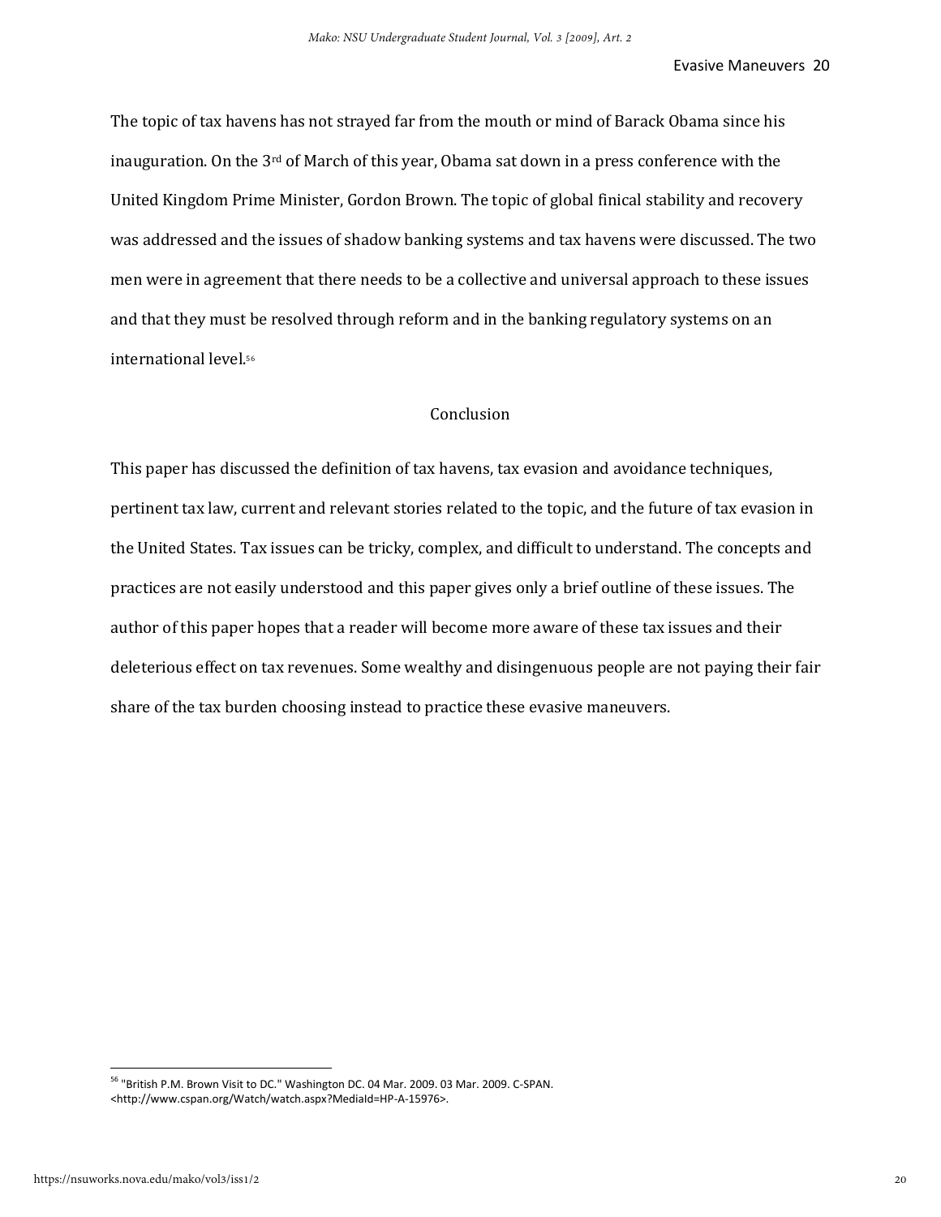The topic of tax havens has not strayed far from the mouth or mind of Barack Obama since his inauguration. On the 3rd of March of this year, Obama sat down in a press conference with the United Kingdom Prime Minister, Gordon Brown. The topic of global finical stability and recovery was addressed and the issues of shadow banking systems and tax havens were discussed. The two men were in agreement that there needs to be a collective and universal approach to these issues and that they must be resolved through reform and in the banking regulatory systems on an international level.[56]

## Conclusion

This paper has discussed the definition of tax havens, tax evasion and avoidance techniques, pertinent tax law, current and relevant stories related to the topic, and the future of tax evasion in the United States. Tax issues can be tricky, complex, and difficult to understand. The concepts and practices are not easily understood and this paper gives only a brief outline of these issues. The author of this paper hopes that a reader will become more aware of these tax issues and their deleterious effect on tax revenues. Some wealthy and disingenuous people are not paying their fair share of the tax burden choosing instead to practice these evasive maneuvers.

---

[56] "British P.M. Brown Visit to DC." Washington DC. 04 Mar. 2009. 03 Mar. 2009. C-SPAN. <http://www.cspan.org/Watch/watch.aspx?MediaId=HP-A-15976>.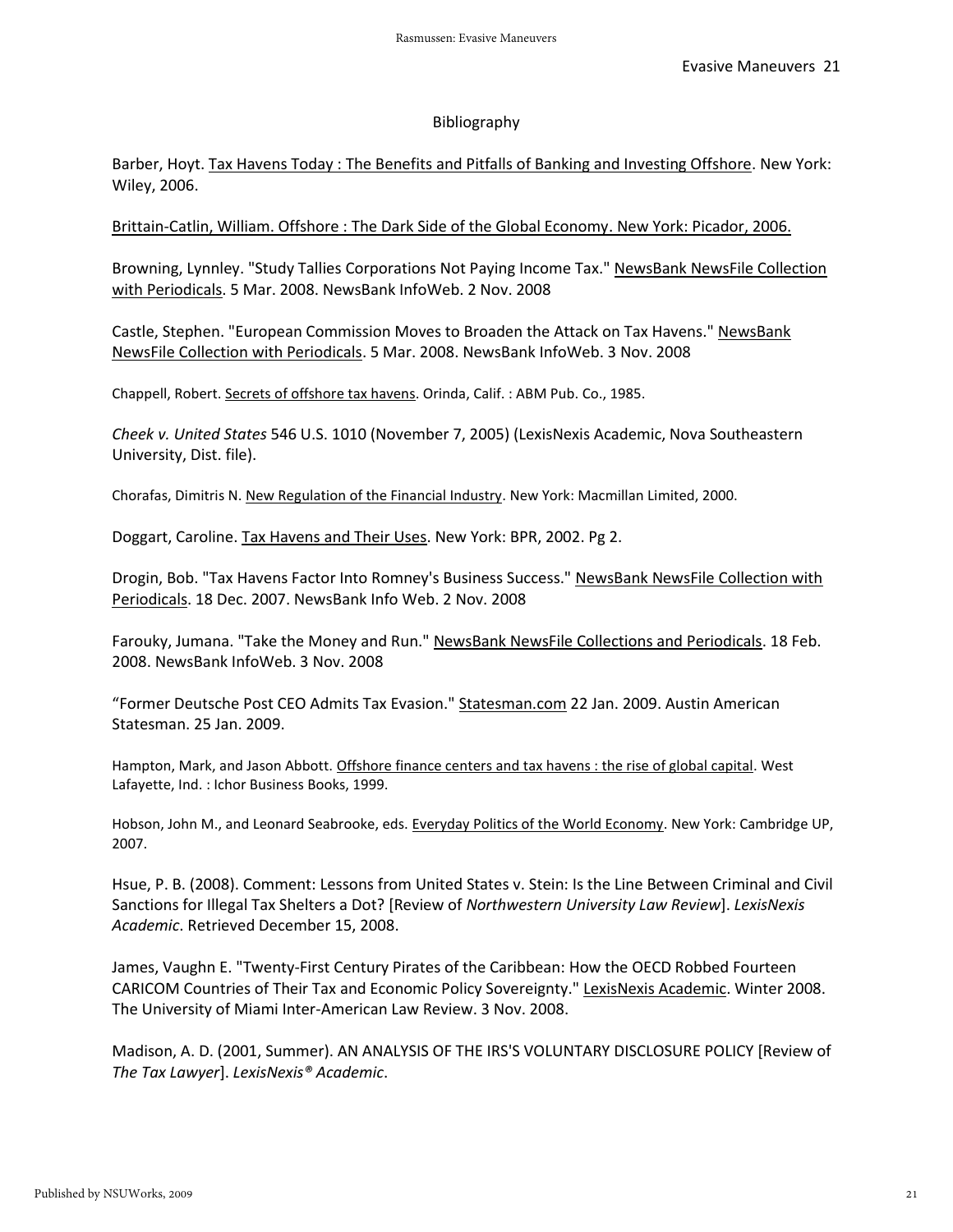## Bibliography

Barber, Hoyt. Tax Havens Today : The Benefits and Pitfalls of Banking and Investing Offshore. New York: Wiley, 2006.

Brittain-Catlin, William. Offshore : The Dark Side of the Global Economy. New York: Picador, 2006.

Browning, Lynnley. "Study Tallies Corporations Not Paying Income Tax." NewsBank NewsFile Collection with Periodicals. 5 Mar. 2008. NewsBank InfoWeb. 2 Nov. 2008

Castle, Stephen. "European Commission Moves to Broaden the Attack on Tax Havens." NewsBank NewsFile Collection with Periodicals. 5 Mar. 2008. NewsBank InfoWeb. 3 Nov. 2008

Chappell, Robert. Secrets of offshore tax havens. Orinda, Calif. : ABM Pub. Co., 1985.

*Cheek v. United States* 546 U.S. 1010 (November 7, 2005) (LexisNexis Academic, Nova Southeastern University, Dist. file).

Chorafas, Dimitris N. New Regulation of the Financial Industry. New York: Macmillan Limited, 2000.

Doggart, Caroline. Tax Havens and Their Uses. New York: BPR, 2002. Pg 2.

Drogin, Bob. "Tax Havens Factor Into Romney's Business Success." NewsBank NewsFile Collection with Periodicals. 18 Dec. 2007. NewsBank Info Web. 2 Nov. 2008

Farouky, Jumana. "Take the Money and Run." NewsBank NewsFile Collections and Periodicals. 18 Feb. 2008. NewsBank InfoWeb. 3 Nov. 2008

"Former Deutsche Post CEO Admits Tax Evasion." Statesman.com 22 Jan. 2009. Austin American Statesman. 25 Jan. 2009.

Hampton, Mark, and Jason Abbott. Offshore finance centers and tax havens : the rise of global capital. West Lafayette, Ind. : Ichor Business Books, 1999.

Hobson, John M., and Leonard Seabrooke, eds. Everyday Politics of the World Economy. New York: Cambridge UP, 2007.

Hsue, P. B. (2008). Comment: Lessons from United States v. Stein: Is the Line Between Criminal and Civil Sanctions for Illegal Tax Shelters a Dot? [Review of *Northwestern University Law Review*]. *LexisNexis Academic*. Retrieved December 15, 2008.

James, Vaughn E. "Twenty-First Century Pirates of the Caribbean: How the OECD Robbed Fourteen CARICOM Countries of Their Tax and Economic Policy Sovereignty." LexisNexis Academic. Winter 2008. The University of Miami Inter-American Law Review. 3 Nov. 2008.

Madison, A. D. (2001, Summer). AN ANALYSIS OF THE IRS'S VOLUNTARY DISCLOSURE POLICY [Review of *The Tax Lawyer*]. *LexisNexis® Academic*.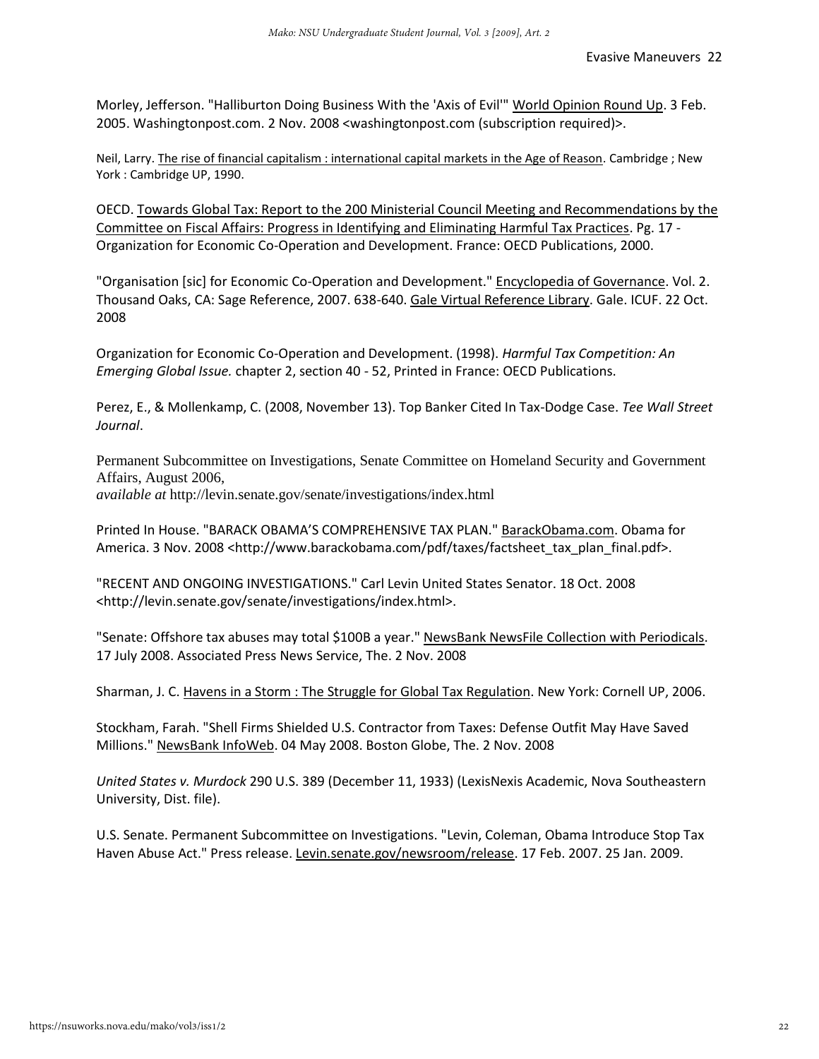Morley, Jefferson. "Halliburton Doing Business With the 'Axis of Evil'" World Opinion Round Up. 3 Feb. 2005. Washingtonpost.com. 2 Nov. 2008 <washingtonpost.com (subscription required)>.

Neil, Larry. The rise of financial capitalism : international capital markets in the Age of Reason. Cambridge ; New York : Cambridge UP, 1990.

OECD. Towards Global Tax: Report to the 200 Ministerial Council Meeting and Recommendations by the Committee on Fiscal Affairs: Progress in Identifying and Eliminating Harmful Tax Practices. Pg. 17 - Organization for Economic Co-Operation and Development. France: OECD Publications, 2000.

"Organisation [sic] for Economic Co-Operation and Development." Encyclopedia of Governance. Vol. 2. Thousand Oaks, CA: Sage Reference, 2007. 638-640. Gale Virtual Reference Library. Gale. ICUF. 22 Oct. 2008

Organization for Economic Co-Operation and Development. (1998). *Harmful Tax Competition: An Emerging Global Issue.* chapter 2, section 40 - 52, Printed in France: OECD Publications.

Perez, E., & Mollenkamp, C. (2008, November 13). Top Banker Cited In Tax-Dodge Case. *Tee Wall Street Journal*.

Permanent Subcommittee on Investigations, Senate Committee on Homeland Security and Government Affairs, August 2006,
*available at* http://levin.senate.gov/senate/investigations/index.html

Printed In House. "BARACK OBAMA'S COMPREHENSIVE TAX PLAN." BarackObama.com. Obama for America. 3 Nov. 2008 <http://www.barackobama.com/pdf/taxes/factsheet_tax_plan_final.pdf>.

"RECENT AND ONGOING INVESTIGATIONS." Carl Levin United States Senator. 18 Oct. 2008 <http://levin.senate.gov/senate/investigations/index.html>.

"Senate: Offshore tax abuses may total $100B a year." NewsBank NewsFile Collection with Periodicals. 17 July 2008. Associated Press News Service, The. 2 Nov. 2008

Sharman, J. C. Havens in a Storm : The Struggle for Global Tax Regulation. New York: Cornell UP, 2006.

Stockham, Farah. "Shell Firms Shielded U.S. Contractor from Taxes: Defense Outfit May Have Saved Millions." NewsBank InfoWeb. 04 May 2008. Boston Globe, The. 2 Nov. 2008

*United States v. Murdock* 290 U.S. 389 (December 11, 1933) (LexisNexis Academic, Nova Southeastern University, Dist. file).

U.S. Senate. Permanent Subcommittee on Investigations. "Levin, Coleman, Obama Introduce Stop Tax Haven Abuse Act." Press release. Levin.senate.gov/newsroom/release. 17 Feb. 2007. 25 Jan. 2009.